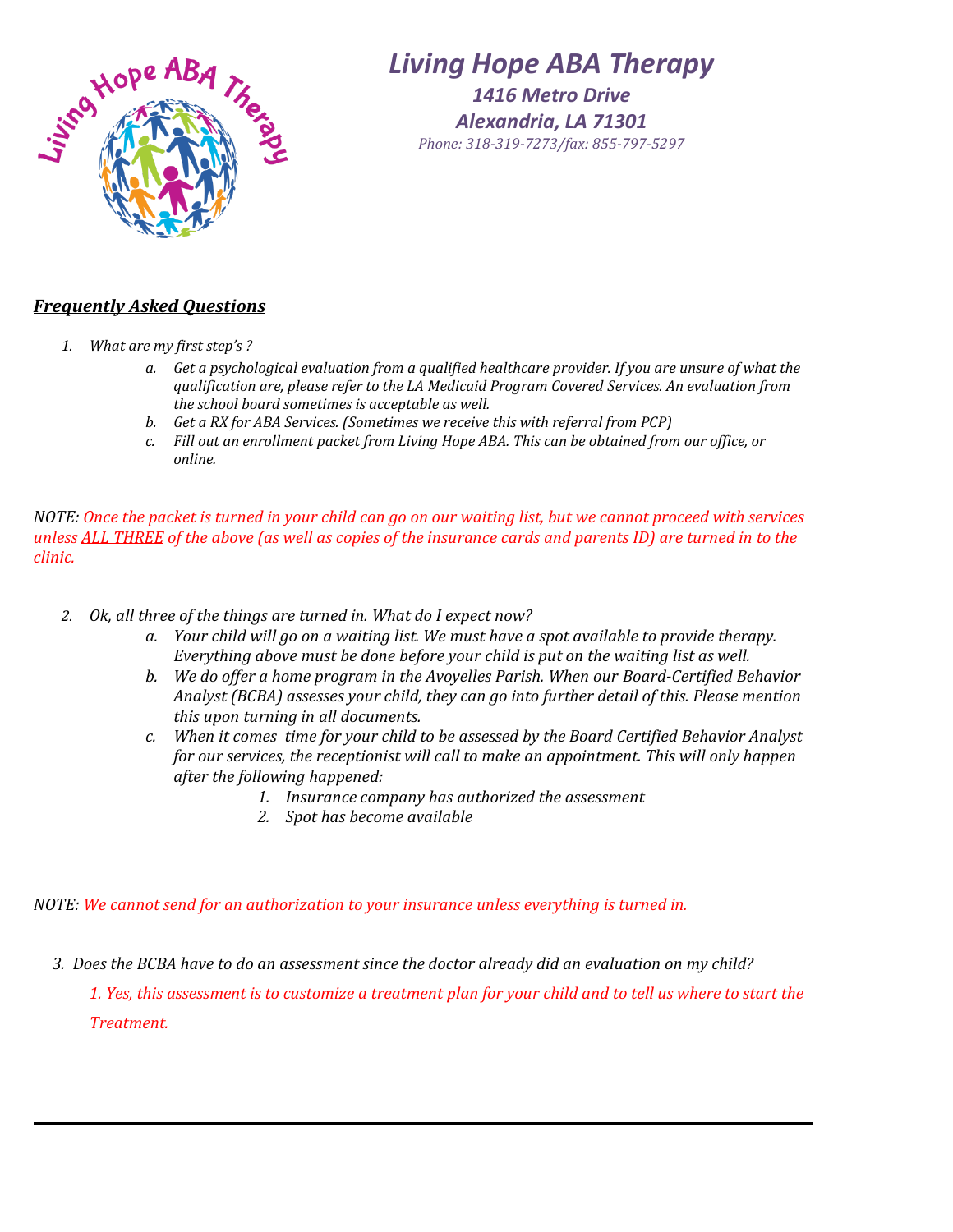# *Living Hope ABA Therapy*

### *1416 Metro Drive*
### *Alexandria, LA 71301*

*Phone: 318-319-7273/fax: 855-797-5297*

## ***Frequently Asked Questions***

1. *What are my first step's ?*
   a. *Get a psychological evaluation from a qualified healthcare provider. If you are unsure of what the qualification are, please refer to the LA Medicaid Program Covered Services. An evaluation from the school board sometimes is acceptable as well.*
   b. *Get a RX for ABA Services. (Sometimes we receive this with referral from PCP)*
   c. *Fill out an enrollment packet from Living Hope ABA. This can be obtained from our office, or online.*

*NOTE: Once the packet is turned in your child can go on our waiting list, but we cannot proceed with services unless ALL THREE of the above (as well as copies of the insurance cards and parents ID) are turned in to the clinic.*

2. *Ok, all three of the things are turned in. What do I expect now?*
   a. *Your child will go on a waiting list. We must have a spot available to provide therapy. Everything above must be done before your child is put on the waiting list as well.*
   b. *We do offer a home program in the Avoyelles Parish. When our Board-Certified Behavior Analyst (BCBA) assesses your child, they can go into further detail of this. Please mention this upon turning in all documents.*
   c. *When it comes time for your child to be assessed by the Board Certified Behavior Analyst for our services, the receptionist will call to make an appointment. This will only happen after the following happened:*
      1. *Insurance company has authorized the assessment*
      2. *Spot has become available*

*NOTE: We cannot send for an authorization to your insurance unless everything is turned in.*

3. *Does the BCBA have to do an assessment since the doctor already did an evaluation on my child?*

   *1. Yes, this assessment is to customize a treatment plan for your child and to tell us where to start the Treatment.*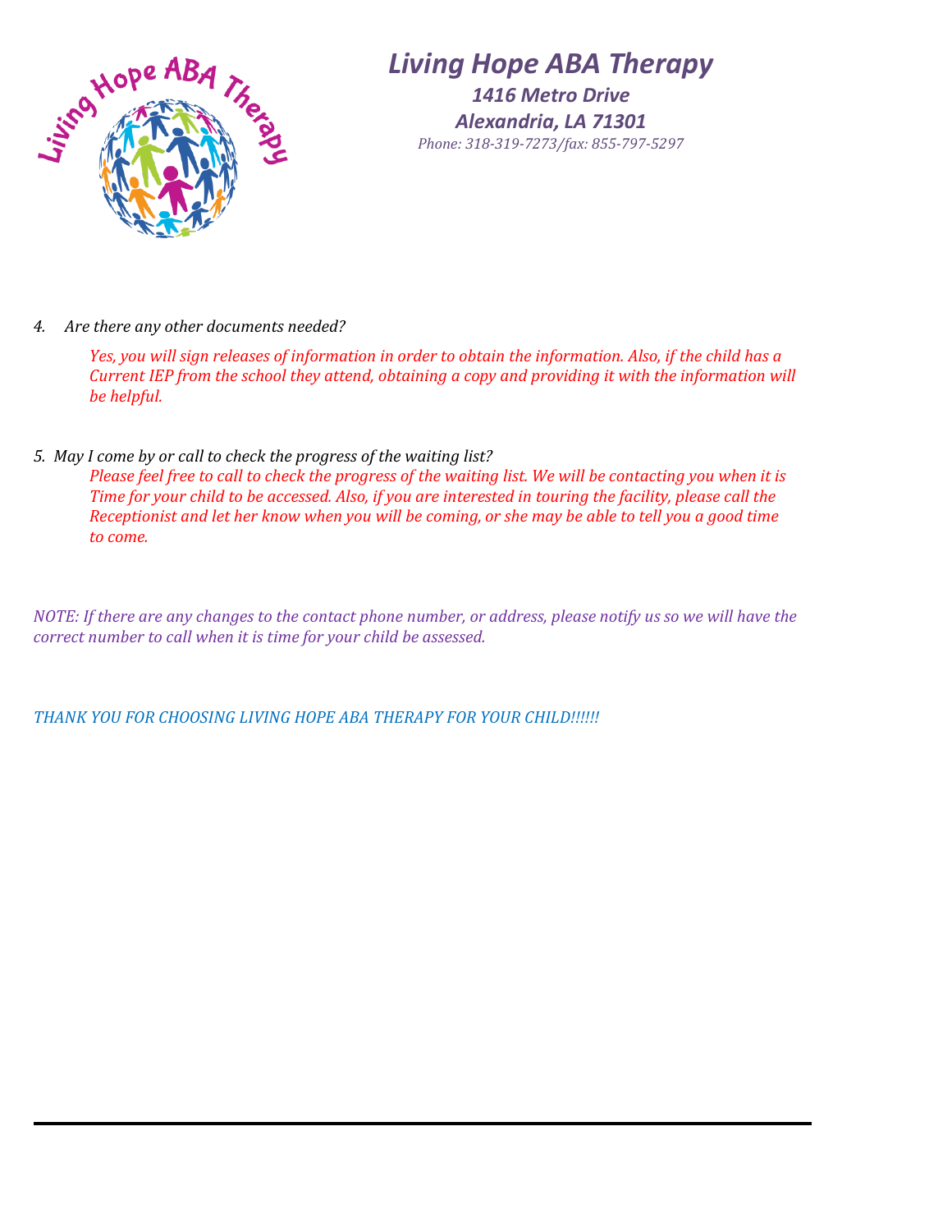# *Living Hope ABA Therapy*

***1416 Metro Drive***

***Alexandria, LA 71301***

*Phone: 318-319-7273/fax: 855-797-5297*

4. *Are there any other documents needed?*

   *Yes, you will sign releases of information in order to obtain the information. Also, if the child has a Current IEP from the school they attend, obtaining a copy and providing it with the information will be helpful.*

5. *May I come by or call to check the progress of the waiting list?*

   *Please feel free to call to check the progress of the waiting list. We will be contacting you when it is Time for your child to be accessed. Also, if you are interested in touring the facility, please call the Receptionist and let her know when you will be coming, or she may be able to tell you a good time to come.*

*NOTE: If there are any changes to the contact phone number, or address, please notify us so we will have the correct number to call when it is time for your child be assessed.*

*THANK YOU FOR CHOOSING LIVING HOPE ABA THERAPY FOR YOUR CHILD!!!!!!*